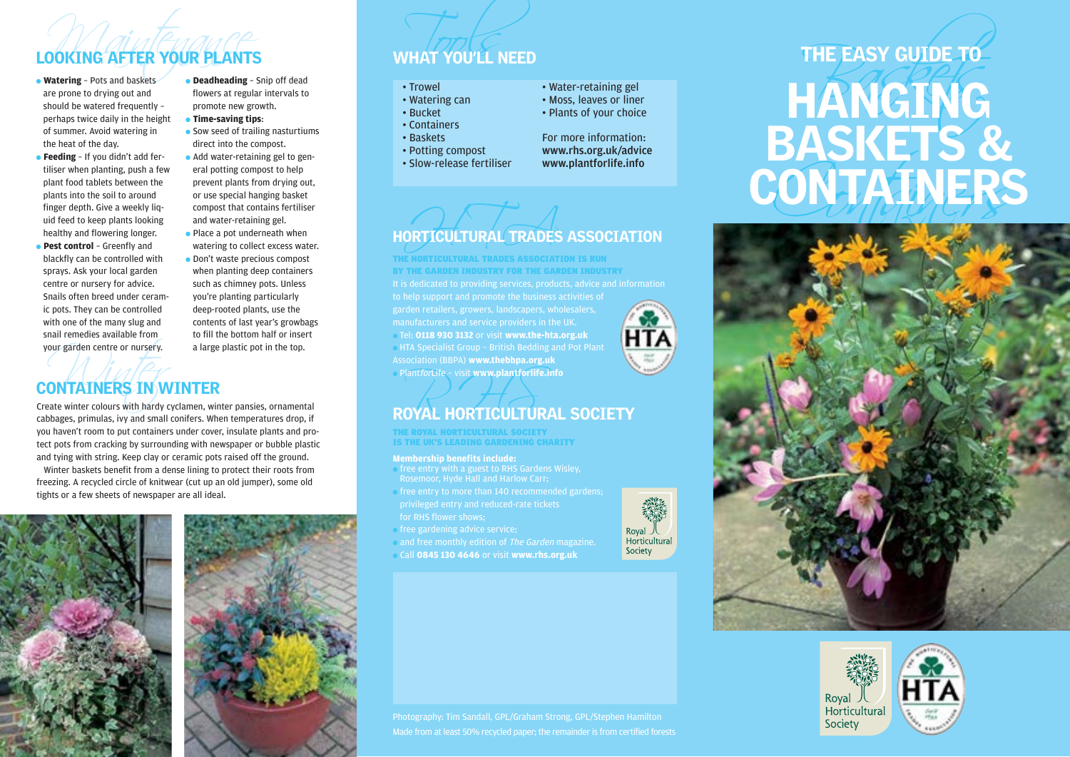## LOOKING AFTER YOUR PLANTS

- **Watering** – Pots and baskets are prone to drying out and should be watered frequently – perhaps twice daily in the height of summer. Avoid watering in the heat of the day.
- **Feeding** – If you didn't add fertiliser when planting, push a few plant food tablets between the plants into the soil to around finger depth. Give a weekly liquid feed to keep plants looking healthy and flowering longer.
- **Pest control** – Greenfly and blackfly can be controlled with sprays. Ask your local garden centre or nursery for advice. Snails often breed under ceramic pots. They can be controlled with one of the many slug and snail remedies available from your garden centre or nursery.
- **Deadheading** – Snip off dead flowers at regular intervals to promote new growth.
- **Time-saving tips**:
- Sow seed of trailing nasturtiums direct into the compost.
- Add water-retaining gel to general potting compost to help prevent plants from drying out, or use special hanging basket compost that contains fertiliser and water-retaining gel.
- Place a pot underneath when watering to collect excess water.
- Don't waste precious compost when planting deep containers such as chimney pots. Unless you're planting particularly deep-rooted plants, use the contents of last year's growbags to fill the bottom half or insert a large plastic pot in the top.

## CONTAINERS IN WINTER

Create winter colours with hardy cyclamen, winter pansies, ornamental cabbages, primulas, ivy and small conifers. When temperatures drop, if you haven't room to put containers under cover, insulate plants and protect pots from cracking by surrounding with newspaper or bubble plastic and tying with string. Keep clay or ceramic pots raised off the ground.

Winter baskets benefit from a dense lining to protect their roots from freezing. A recycled circle of knitwear (cut up an old jumper), some old tights or a few sheets of newspaper are all ideal.

## WHAT YOU'LL NEED

- Trowel
- Watering can
- Bucket
- Containers
- Baskets
- Potting compost
- Slow-release fertiliser
- Water-retaining gel
- Moss, leaves or liner
- Plants of your choice

For more information:
**www.rhs.org.uk/advice**
**www.plantforlife.info**

## HORTICULTURAL TRADES ASSOCIATION

**THE HORTICULTURAL TRADES ASSOCIATION IS RUN BY THE GARDEN INDUSTRY FOR THE GARDEN INDUSTRY**

It is dedicated to providing services, products, advice and information to help support and promote the business activities of garden retailers, growers, landscapers, wholesalers, manufacturers and service providers in the UK.

- Tel: **0118 930 3132** or visit **www.the-hta.org.uk**
- HTA Specialist Group – British Bedding and Pot Plant Association (BBPA) **www.thebbpa.org.uk**
- Plant*for*Life – visit **www.plantforlife.info**

## ROYAL HORTICULTURAL SOCIETY

**THE ROYAL HORTICULTURAL SOCIETY IS THE UK'S LEADING GARDENING CHARITY**

**Membership benefits include:**

- free entry with a guest to RHS Gardens Wisley, Rosemoor, Hyde Hall and Harlow Carr;
- free entry to more than 140 recommended gardens; privileged entry and reduced-rate tickets for RHS flower shows;
- free gardening advice service;
- and free monthly edition of *The Garden* magazine.
- Call **0845 130 4646** or visit **www.rhs.org.uk**

Photography: Tim Sandall, GPL/Graham Strong, GPL/Stephen Hamilton
Made from at least 50% recycled paper; the remainder is from certified forests

# THE EASY GUIDE TO HANGING BASKETS & CONTAINERS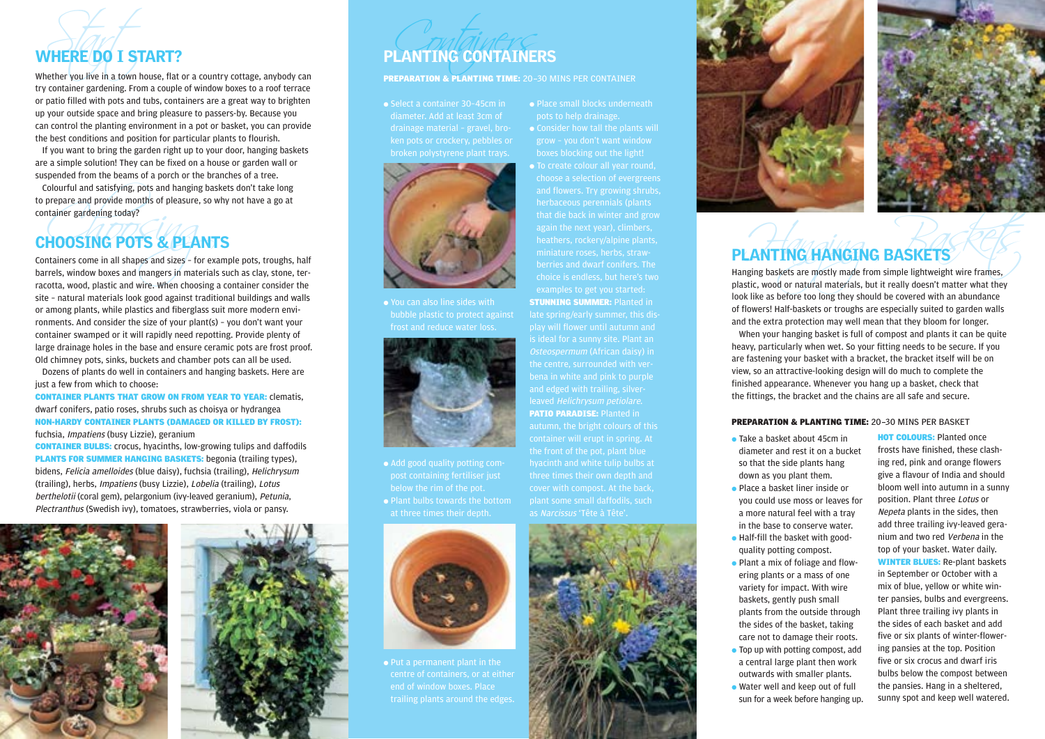## WHERE DO I START?

Whether you live in a town house, flat or a country cottage, anybody can try container gardening. From a couple of window boxes to a roof terrace or patio filled with pots and tubs, containers are a great way to brighten up your outside space and bring pleasure to passers-by. Because you can control the planting environment in a pot or basket, you can provide the best conditions and position for particular plants to flourish.

If you want to bring the garden right up to your door, hanging baskets are a simple solution! They can be fixed on a house or garden wall or suspended from the beams of a porch or the branches of a tree.

Colourful and satisfying, pots and hanging baskets don't take long to prepare and provide months of pleasure, so why not have a go at container gardening today?

## CHOOSING POTS & PLANTS

Containers come in all shapes and sizes – for example pots, troughs, half barrels, window boxes and mangers in materials such as clay, stone, terracotta, wood, plastic and wire. When choosing a container consider the site – natural materials look good against traditional buildings and walls or among plants, while plastics and fiberglass suit more modern environments. And consider the size of your plant(s) – you don't want your container swamped or it will rapidly need repotting. Provide plenty of large drainage holes in the base and ensure ceramic pots are frost proof. Old chimney pots, sinks, buckets and chamber pots can all be used.

Dozens of plants do well in containers and hanging baskets. Here are just a few from which to choose:

**CONTAINER PLANTS THAT GROW ON FROM YEAR TO YEAR:** clematis, dwarf conifers, patio roses, shrubs such as choisya or hydrangea

**NON-HARDY CONTAINER PLANTS (DAMAGED OR KILLED BY FROST):** fuchsia, *Impatiens* (busy Lizzie), geranium

**CONTAINER BULBS:** crocus, hyacinths, low-growing tulips and daffodils

**PLANTS FOR SUMMER HANGING BASKETS:** begonia (trailing types), bidens, *Felicia amelloides* (blue daisy), fuchsia (trailing), *Helichrysum* (trailing), herbs, *Impatiens* (busy Lizzie), *Lobelia* (trailing), *Lotus berthelotii* (coral gem), pelargonium (ivy-leaved geranium), *Petunia*, *Plectranthus* (Swedish ivy), tomatoes, strawberries, viola or pansy.

## PLANTING CONTAINERS

**PREPARATION & PLANTING TIME:** 20–30 MINS PER CONTAINER

- Select a container 30–45cm in diameter. Add at least 3cm of drainage material – gravel, broken pots or crockery, pebbles or broken polystyrene plant trays.
- You can also line sides with bubble plastic to protect against frost and reduce water loss.
- Add good quality potting compost containing fertiliser just below the rim of the pot.
- Plant bulbs towards the bottom at three times their depth.
- Put a permanent plant in the centre of containers, or at either end of window boxes. Place trailing plants around the edges.
- Place small blocks underneath pots to help drainage.
- Consider how tall the plants will grow – you don't want window boxes blocking out the light!
- To create colour all year round, choose a selection of evergreens and flowers. Try growing shrubs, herbaceous perennials (plants that die back in winter and grow again the next year), climbers, heathers, rockery/alpine plants, miniature roses, herbs, strawberries and dwarf conifers. The choice is endless, but here's two examples to get you started:

**STUNNING SUMMER:** Planted in late spring/early summer, this display will flower until autumn and is ideal for a sunny site. Plant an *Osteospermum* (African daisy) in the centre, surrounded with verbena in white and pink to purple and edged with trailing, silver-leaved *Helichrysum petiolare*.

**PATIO PARADISE:** Planted in autumn, the bright colours of this container will erupt in spring. At the front of the pot, plant blue hyacinth and white tulip bulbs at three times their own depth and cover with compost. At the back, plant some small daffodils, such as *Narcissus* 'Tête à Tête'.

## PLANTING HANGING BASKETS

Hanging baskets are mostly made from simple lightweight wire frames, plastic, wood or natural materials, but it really doesn't matter what they look like as long as before too long they should be covered with an abundance of flowers! Half-baskets or troughs are especially suited to garden walls and the extra protection may well mean that they bloom for longer.

When your hanging basket is full of compost and plants it can be quite heavy, particularly when wet. So your fitting needs to be secure. If you are fastening your basket with a bracket, the bracket itself will be on view, so an attractive-looking design will do much to complete the finished appearance. Whenever you hang up a basket, check that the fittings, the bracket and the chains are all safe and secure.

**PREPARATION & PLANTING TIME:** 20–30 MINS PER BASKET

- Take a basket about 45cm in diameter and rest it on a bucket so that the side plants hang down as you plant them.
- Place a basket liner inside or you could use moss or leaves for a more natural feel with a tray in the base to conserve water.
- Half-fill the basket with good-quality potting compost.
- Plant a mix of foliage and flowering plants or a mass of one variety for impact. With wire baskets, gently push small plants from the outside through the sides of the basket, taking care not to damage their roots.
- Top up with potting compost, add a central large plant then work outwards with smaller plants.
- Water well and keep out of full sun for a week before hanging up.

**HOT COLOURS:** Planted once frosts have finished, these clashing red, pink and orange flowers give a flavour of India and should bloom well into autumn in a sunny position. Plant three *Lotus* or *Nepeta* plants in the sides, then add three trailing ivy-leaved geranium and two red *Verbena* in the top of your basket. Water daily.

**WINTER BLUES:** Re-plant baskets in September or October with a mix of blue, yellow or white winter pansies, bulbs and evergreens. Plant three trailing ivy plants in the sides of each basket and add five or six plants of winter-flowering pansies at the top. Position five or six crocus and dwarf iris bulbs below the compost between the pansies. Hang in a sheltered, sunny spot and keep well watered.